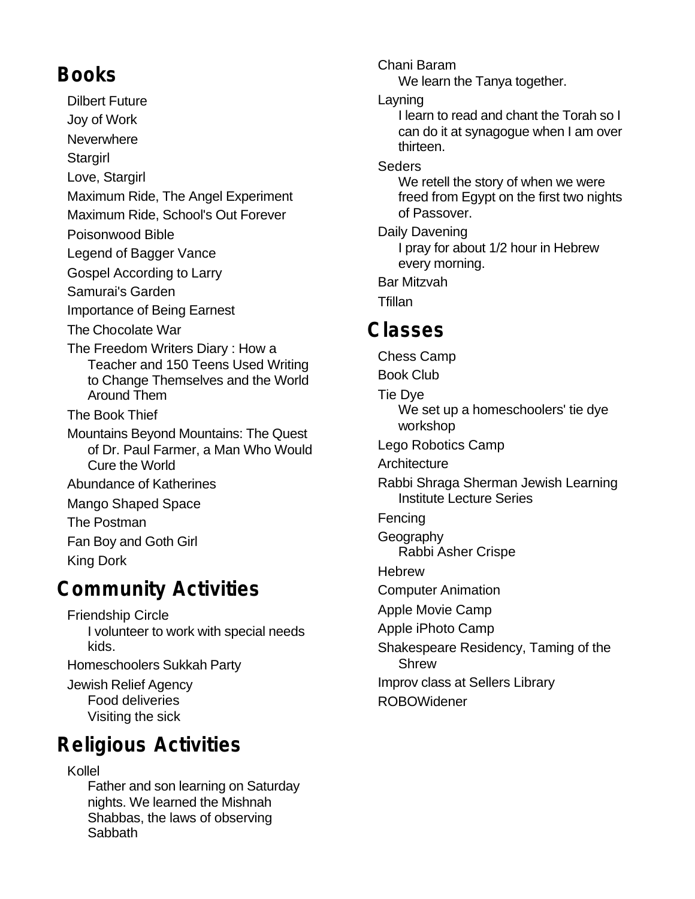## Books

- Dilbert Future
- Joy of Work
- Neverwhere
- Stargirl
- Love, Stargirl
- Maximum Ride, The Angel Experiment
- Maximum Ride, School's Out Forever
- Poisonwood Bible
- Legend of Bagger Vance
- Gospel According to Larry
- Samurai's Garden
- Importance of Being Earnest
- The Chocolate War
- The Freedom Writers Diary : How a Teacher and 150 Teens Used Writing to Change Themselves and the World Around Them
- The Book Thief
- Mountains Beyond Mountains: The Quest of Dr. Paul Farmer, a Man Who Would Cure the World
- Abundance of Katherines
- Mango Shaped Space
- The Postman
- Fan Boy and Goth Girl
- King Dork

## Community Activities

- Friendship Circle
  - I volunteer to work with special needs kids.
- Homeschoolers Sukkah Party
- Jewish Relief Agency
  - Food deliveries
  - Visiting the sick

## Religious Activities

- Kollel
  - Father and son learning on Saturday nights. We learned the Mishnah Shabbas, the laws of observing Sabbath
- Chani Baram
  - We learn the Tanya together.
- Layning
  - I learn to read and chant the Torah so I can do it at synagogue when I am over thirteen.
- Seders
  - We retell the story of when we were freed from Egypt on the first two nights of Passover.
- Daily Davening
  - I pray for about 1/2 hour in Hebrew every morning.
- Bar Mitzvah
- Tfillan

## Classes

- Chess Camp
- Book Club
- Tie Dye
  - We set up a homeschoolers' tie dye workshop
- Lego Robotics Camp
- Architecture
- Rabbi Shraga Sherman Jewish Learning Institute Lecture Series
- Fencing
- Geography
  - Rabbi Asher Crispe
- Hebrew
- Computer Animation
- Apple Movie Camp
- Apple iPhoto Camp
- Shakespeare Residency, Taming of the Shrew
- Improv class at Sellers Library
- ROBOWidener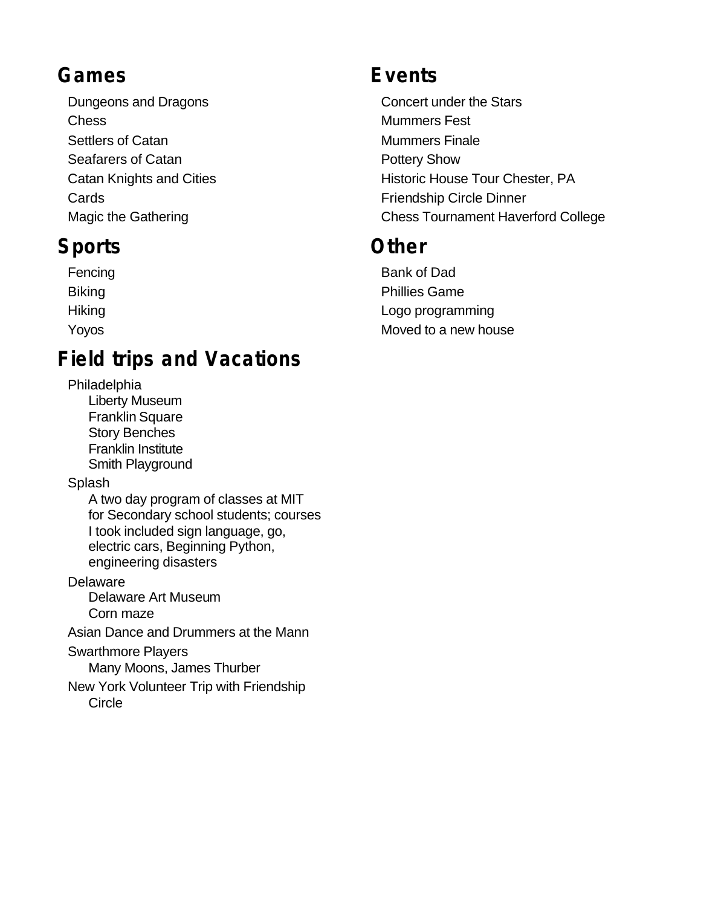## Games

- Dungeons and Dragons
- Chess
- Settlers of Catan
- Seafarers of Catan
- Catan Knights and Cities
- Cards
- Magic the Gathering

## Sports

- Fencing
- Biking
- Hiking
- Yoyos

## Field trips and Vacations

- Philadelphia
  - Liberty Museum
  - Franklin Square
  - Story Benches
  - Franklin Institute
  - Smith Playground
- Splash
  - A two day program of classes at MIT for Secondary school students; courses I took included sign language, go, electric cars, Beginning Python, engineering disasters
- Delaware
  - Delaware Art Museum
  - Corn maze
- Asian Dance and Drummers at the Mann
- Swarthmore Players
  - Many Moons, James Thurber
- New York Volunteer Trip with Friendship Circle

## Events

- Concert under the Stars
- Mummers Fest
- Mummers Finale
- Pottery Show
- Historic House Tour Chester, PA
- Friendship Circle Dinner
- Chess Tournament Haverford College

## Other

- Bank of Dad
- Phillies Game
- Logo programming
- Moved to a new house